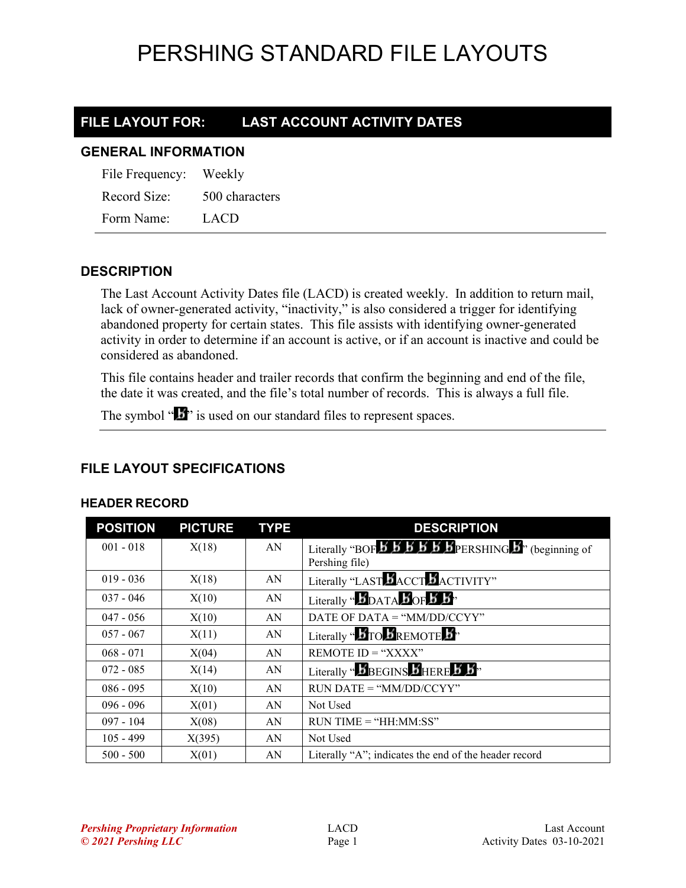# PERSHING STANDARD FILE LAYOUTS

## FILE LAYOUT FOR: LAST ACCOUNT ACTIVITY DATES

### GENERAL INFORMATION

File Frequency: Weekly

Record Size: 500 characters

Form Name: LACD

---

### DESCRIPTION

The Last Account Activity Dates file (LACD) is created weekly. In addition to return mail, lack of owner-generated activity, "inactivity," is also considered a trigger for identifying abandoned property for certain states. This file assists with identifying owner-generated activity in order to determine if an account is active, or if an account is inactive and could be considered as abandoned.

This file contains header and trailer records that confirm the beginning and end of the file, the date it was created, and the file's total number of records. This is always a full file.

The symbol "ƀ" is used on our standard files to represent spaces.

---

### FILE LAYOUT SPECIFICATIONS

#### HEADER RECORD

| POSITION | PICTURE | TYPE | DESCRIPTION |
|---|---|---|---|
| 001 - 018 | X(18) | AN | Literally "BOFƀƀƀƀƀƀPERSHINGƀ" (beginning of Pershing file) |
| 019 - 036 | X(18) | AN | Literally "LASTƀACCTƀACTIVITY" |
| 037 - 046 | X(10) | AN | Literally "ƀDATAƀOFƀƀ" |
| 047 - 056 | X(10) | AN | DATE OF DATA = "MM/DD/CCYY" |
| 057 - 067 | X(11) | AN | Literally "ƀTOƀREMOTEƀ" |
| 068 - 071 | X(04) | AN | REMOTE ID = "XXXX" |
| 072 - 085 | X(14) | AN | Literally "ƀBEGINSƀHEREƀƀ" |
| 086 - 095 | X(10) | AN | RUN DATE = "MM/DD/CCYY" |
| 096 - 096 | X(01) | AN | Not Used |
| 097 - 104 | X(08) | AN | RUN TIME = "HH:MM:SS" |
| 105 - 499 | X(395) | AN | Not Used |
| 500 - 500 | X(01) | AN | Literally "A"; indicates the end of the header record |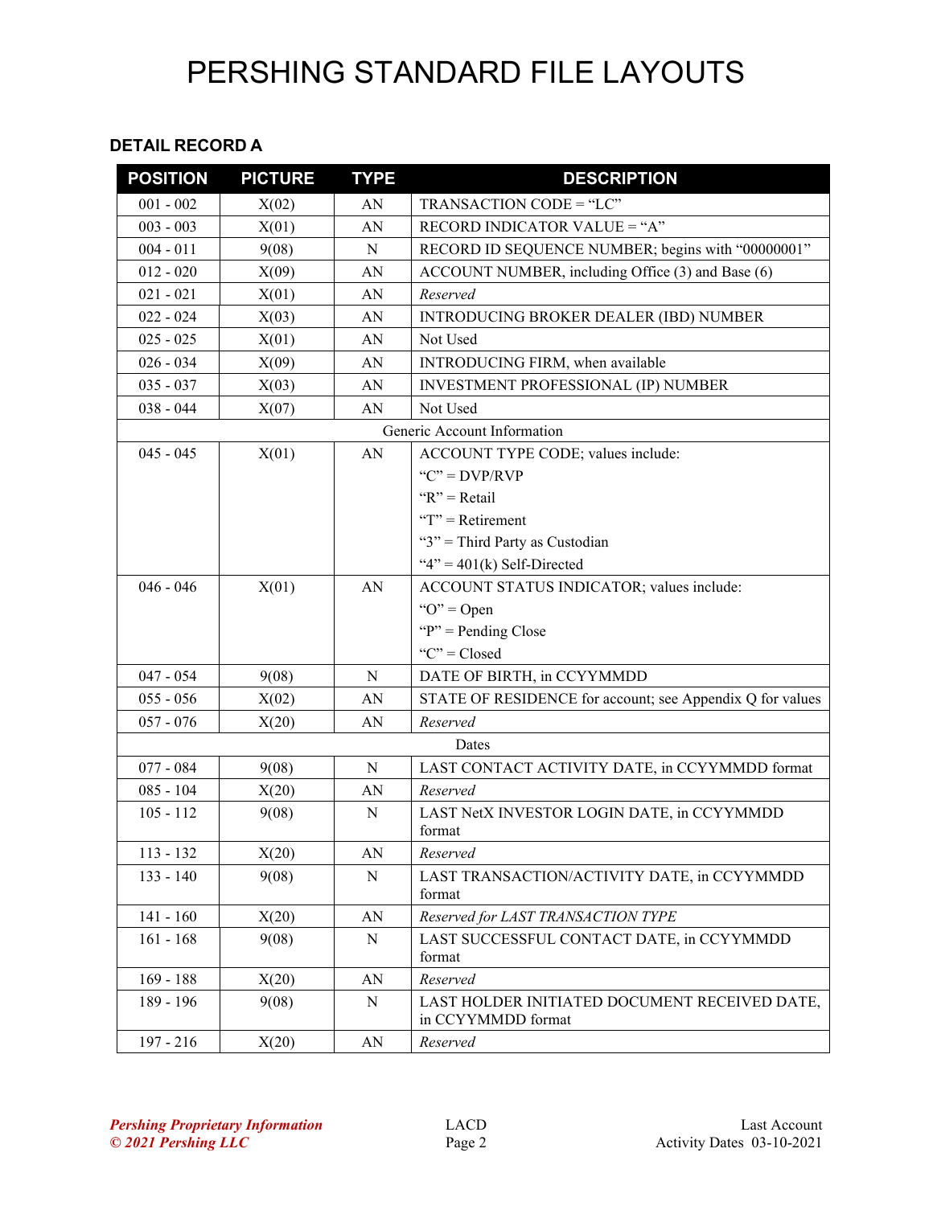# PERSHING STANDARD FILE LAYOUTS

### DETAIL RECORD A

| POSITION | PICTURE | TYPE | DESCRIPTION |
|---|---|---|---|
| 001 - 002 | X(02) | AN | TRANSACTION CODE = “LC” |
| 003 - 003 | X(01) | AN | RECORD INDICATOR VALUE = “A” |
| 004 - 011 | 9(08) | N | RECORD ID SEQUENCE NUMBER; begins with “00000001” |
| 012 - 020 | X(09) | AN | ACCOUNT NUMBER, including Office (3) and Base (6) |
| 021 - 021 | X(01) | AN | *Reserved* |
| 022 - 024 | X(03) | AN | INTRODUCING BROKER DEALER (IBD) NUMBER |
| 025 - 025 | X(01) | AN | Not Used |
| 026 - 034 | X(09) | AN | INTRODUCING FIRM, when available |
| 035 - 037 | X(03) | AN | INVESTMENT PROFESSIONAL (IP) NUMBER |
| 038 - 044 | X(07) | AN | Not Used |
| Generic Account Information | | | |
| 045 - 045 | X(01) | AN | ACCOUNT TYPE CODE; values include:<br>“C” = DVP/RVP<br>“R” = Retail<br>“T” = Retirement<br>“3” = Third Party as Custodian<br>“4” = 401(k) Self-Directed |
| 046 - 046 | X(01) | AN | ACCOUNT STATUS INDICATOR; values include:<br>“O” = Open<br>“P” = Pending Close<br>“C” = Closed |
| 047 - 054 | 9(08) | N | DATE OF BIRTH, in CCYYMMDD |
| 055 - 056 | X(02) | AN | STATE OF RESIDENCE for account; see Appendix Q for values |
| 057 - 076 | X(20) | AN | *Reserved* |
| Dates | | | |
| 077 - 084 | 9(08) | N | LAST CONTACT ACTIVITY DATE, in CCYYMMDD format |
| 085 - 104 | X(20) | AN | *Reserved* |
| 105 - 112 | 9(08) | N | LAST NetX INVESTOR LOGIN DATE, in CCYYMMDD format |
| 113 - 132 | X(20) | AN | *Reserved* |
| 133 - 140 | 9(08) | N | LAST TRANSACTION/ACTIVITY DATE, in CCYYMMDD format |
| 141 - 160 | X(20) | AN | *Reserved for LAST TRANSACTION TYPE* |
| 161 - 168 | 9(08) | N | LAST SUCCESSFUL CONTACT DATE, in CCYYMMDD format |
| 169 - 188 | X(20) | AN | *Reserved* |
| 189 - 196 | 9(08) | N | LAST HOLDER INITIATED DOCUMENT RECEIVED DATE, in CCYYMMDD format |
| 197 - 216 | X(20) | AN | *Reserved* |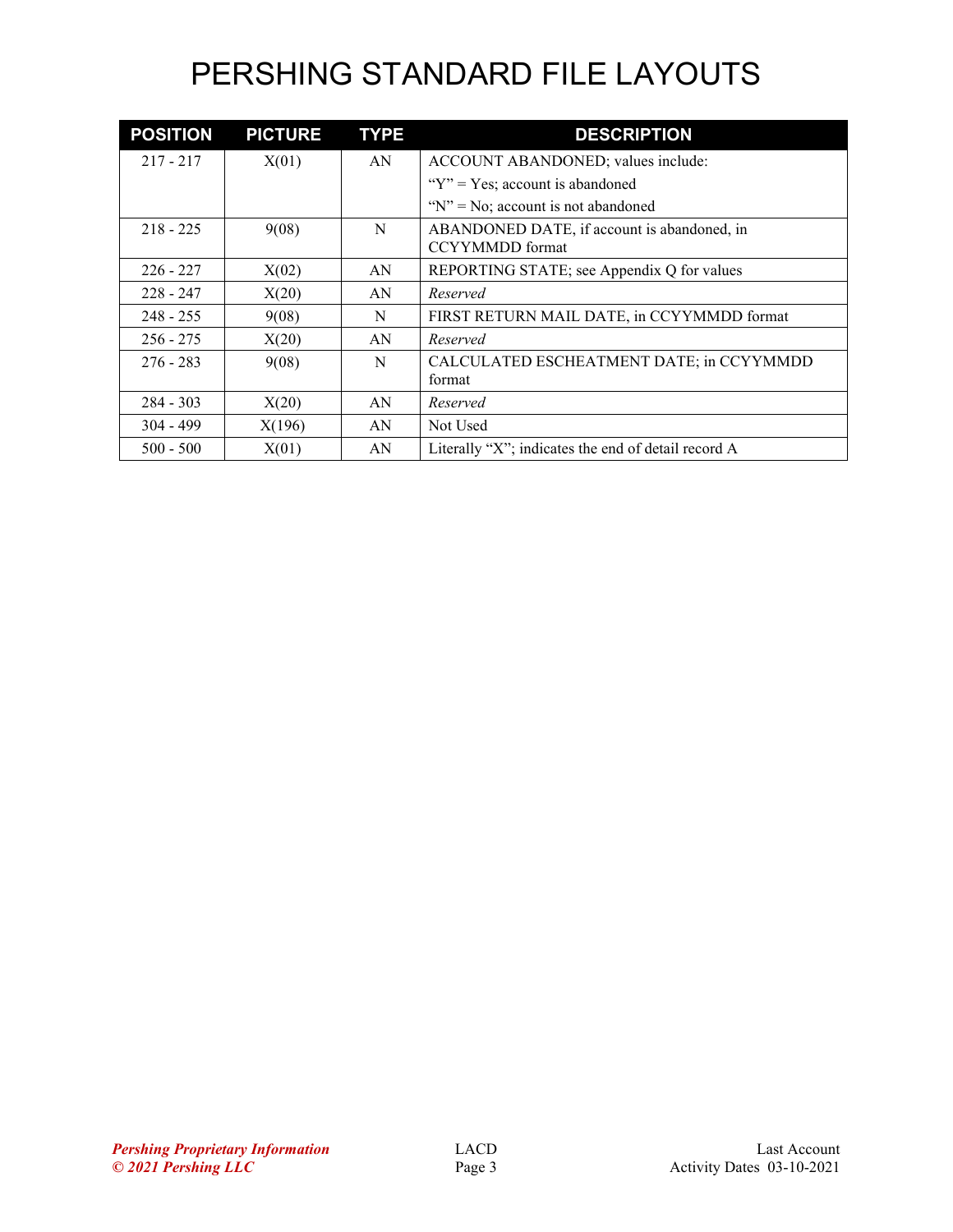# PERSHING STANDARD FILE LAYOUTS

| POSITION | PICTURE | TYPE | DESCRIPTION |
|---|---|---|---|
| 217 - 217 | X(01) | AN | ACCOUNT ABANDONED; values include:<br>"Y" = Yes; account is abandoned<br>"N" = No; account is not abandoned |
| 218 - 225 | 9(08) | N | ABANDONED DATE, if account is abandoned, in CCYYMMDD format |
| 226 - 227 | X(02) | AN | REPORTING STATE; see Appendix Q for values |
| 228 - 247 | X(20) | AN | *Reserved* |
| 248 - 255 | 9(08) | N | FIRST RETURN MAIL DATE, in CCYYMMDD format |
| 256 - 275 | X(20) | AN | *Reserved* |
| 276 - 283 | 9(08) | N | CALCULATED ESCHEATMENT DATE; in CCYYMMDD format |
| 284 - 303 | X(20) | AN | *Reserved* |
| 304 - 499 | X(196) | AN | Not Used |
| 500 - 500 | X(01) | AN | Literally "X"; indicates the end of detail record A |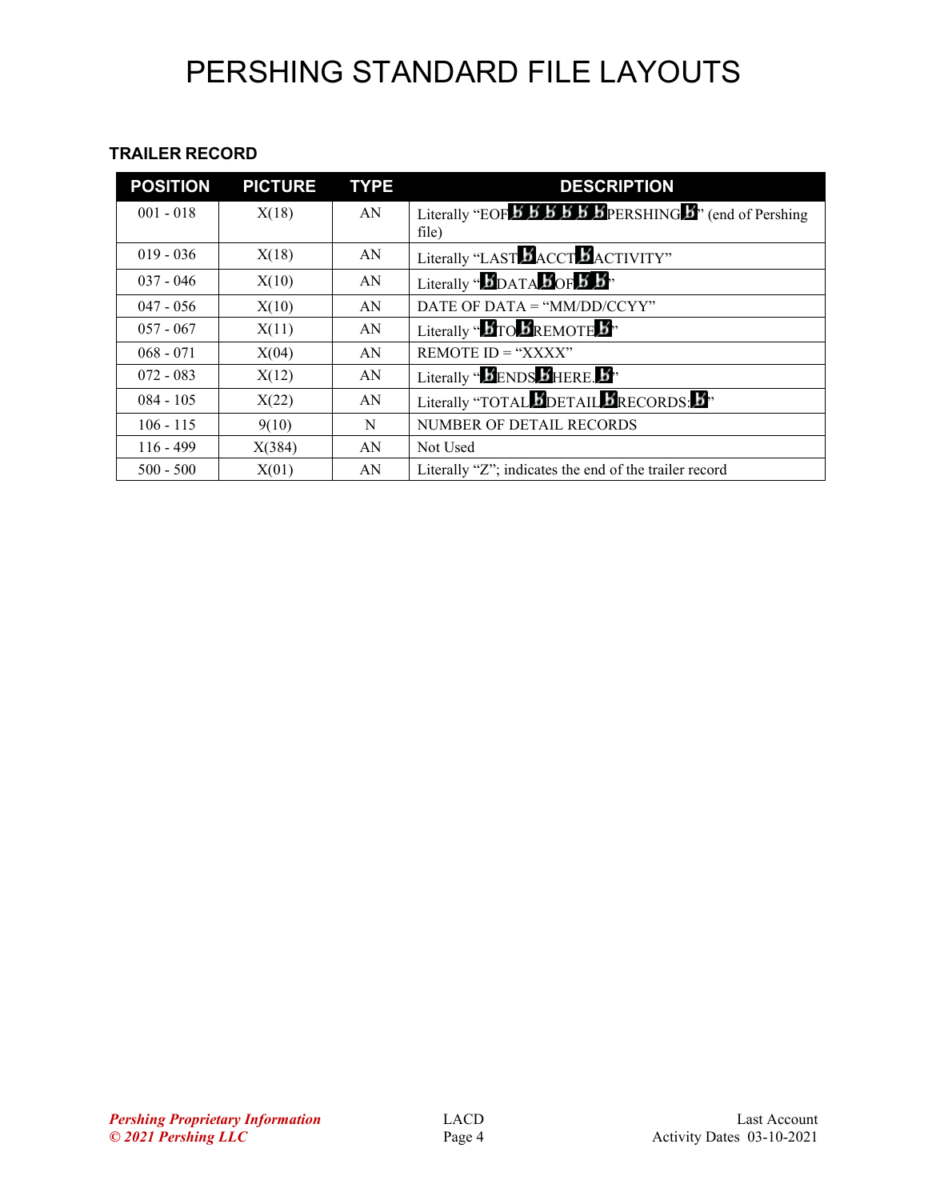### TRAILER RECORD

| POSITION | PICTURE | TYPE | DESCRIPTION |
|---|---|---|---|
| 001 - 018 | X(18) | AN | Literally "EOFƀƀƀƀƀPERSHINGƀ" (end of Pershing file) |
| 019 - 036 | X(18) | AN | Literally "LASTƀACCTƀACTIVITY" |
| 037 - 046 | X(10) | AN | Literally "ƀDATAƀOFƀƀ" |
| 047 - 056 | X(10) | AN | DATE OF DATA = "MM/DD/CCYY" |
| 057 - 067 | X(11) | AN | Literally "ƀTOƀREMOTEƀ" |
| 068 - 071 | X(04) | AN | REMOTE ID = "XXXX" |
| 072 - 083 | X(12) | AN | Literally "ƀENDSƀHERE.ƀ" |
| 084 - 105 | X(22) | AN | Literally "TOTALƀDETAILƀRECORDS:ƀ" |
| 106 - 115 | 9(10) | N | NUMBER OF DETAIL RECORDS |
| 116 - 499 | X(384) | AN | Not Used |
| 500 - 500 | X(01) | AN | Literally "Z"; indicates the end of the trailer record |